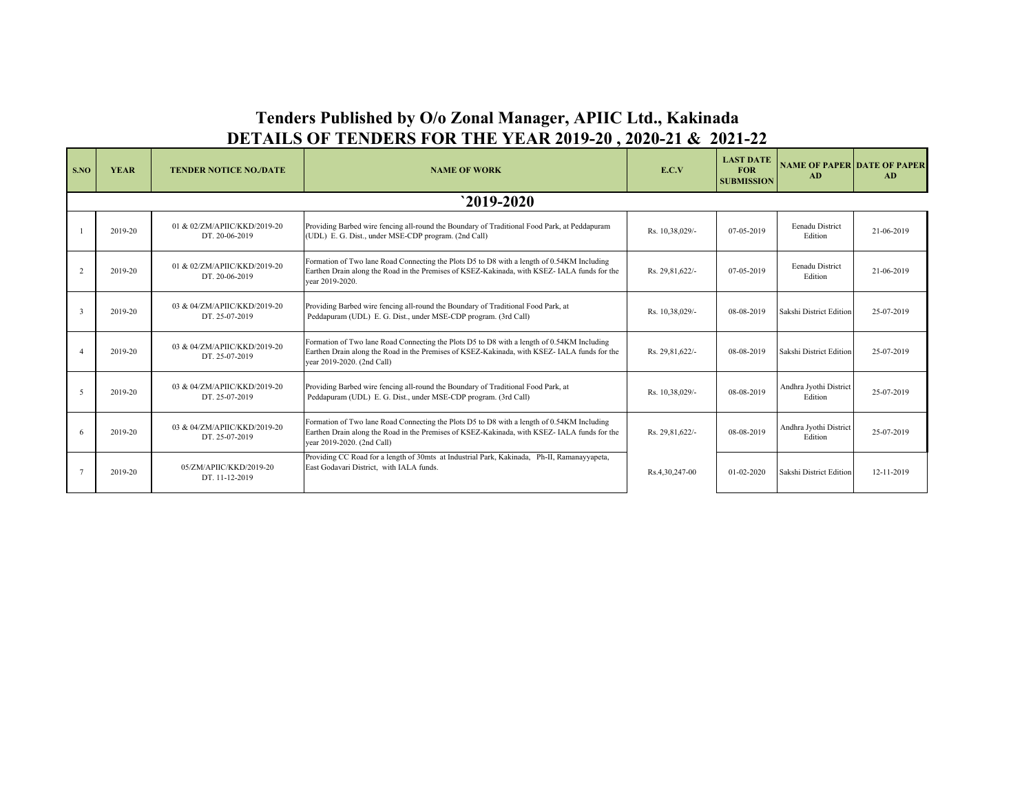# Tenders Published by O/o Zonal Manager, APIIC Ltd., Kakinada

## DETAILS OF TENDERS FOR THE YEAR 2019-20 , 2020-21 & 2021-22

| S.NO | YEAR | TENDER NOTICE NO./DATE | NAME OF WORK | E.C.V | LAST DATE FOR SUBMISSION | NAME OF PAPER AD | DATE OF PAPER AD |
|---|---|---|---|---|---|---|---|
| `2019-2020 | | | | | | | |
| 1 | 2019-20 | 01 & 02/ZM/APIIC/KKD/2019-20 DT. 20-06-2019 | Providing Barbed wire fencing all-round the Boundary of Traditional Food Park, at Peddapuram (UDL) E. G. Dist., under MSE-CDP program. (2nd Call) | Rs. 10,38,029/- | 07-05-2019 | Eenadu District Edition | 21-06-2019 |
| 2 | 2019-20 | 01 & 02/ZM/APIIC/KKD/2019-20 DT. 20-06-2019 | Formation of Two lane Road Connecting the Plots D5 to D8 with a length of 0.54KM Including Earthen Drain along the Road in the Premises of KSEZ-Kakinada, with KSEZ- IALA funds for the year 2019-2020. | Rs. 29,81,622/- | 07-05-2019 | Eenadu District Edition | 21-06-2019 |
| 3 | 2019-20 | 03 & 04/ZM/APIIC/KKD/2019-20 DT. 25-07-2019 | Providing Barbed wire fencing all-round the Boundary of Traditional Food Park, at Peddapuram (UDL) E. G. Dist., under MSE-CDP program. (3rd Call) | Rs. 10,38,029/- | 08-08-2019 | Sakshi District Edition | 25-07-2019 |
| 4 | 2019-20 | 03 & 04/ZM/APIIC/KKD/2019-20 DT. 25-07-2019 | Formation of Two lane Road Connecting the Plots D5 to D8 with a length of 0.54KM Including Earthen Drain along the Road in the Premises of KSEZ-Kakinada, with KSEZ- IALA funds for the year 2019-2020. (2nd Call) | Rs. 29,81,622/- | 08-08-2019 | Sakshi District Edition | 25-07-2019 |
| 5 | 2019-20 | 03 & 04/ZM/APIIC/KKD/2019-20 DT. 25-07-2019 | Providing Barbed wire fencing all-round the Boundary of Traditional Food Park, at Peddapuram (UDL) E. G. Dist., under MSE-CDP program. (3rd Call) | Rs. 10,38,029/- | 08-08-2019 | Andhra Jyothi District Edition | 25-07-2019 |
| 6 | 2019-20 | 03 & 04/ZM/APIIC/KKD/2019-20 DT. 25-07-2019 | Formation of Two lane Road Connecting the Plots D5 to D8 with a length of 0.54KM Including Earthen Drain along the Road in the Premises of KSEZ-Kakinada, with KSEZ- IALA funds for the year 2019-2020. (2nd Call) | Rs. 29,81,622/- | 08-08-2019 | Andhra Jyothi District Edition | 25-07-2019 |
| 7 | 2019-20 | 05/ZM/APIIC/KKD/2019-20 DT. 11-12-2019 | Providing CC Road for a length of 30mts at Industrial Park, Kakinada, Ph-II, Ramanayyapeta, East Godavari District, with IALA funds. | Rs.4,30,247-00 | 01-02-2020 | Sakshi District Edition | 12-11-2019 |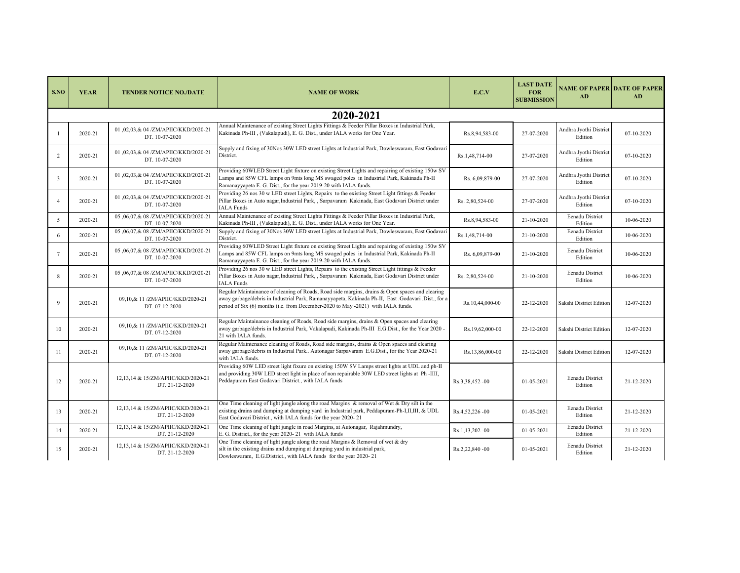| S.NO | YEAR | TENDER NOTICE NO./DATE | NAME OF WORK | E.C.V | LAST DATE FOR SUBMISSION | NAME OF PAPER AD | DATE OF PAPER AD |
|---|---|---|---|---|---|---|---|
| **2020-2021** | | | | | | | |
| 1 | 2020-21 | 01 ,02,03,& 04 /ZM/APIIC/KKD/2020-21 DT. 10-07-2020 | Annual Maintenance of existing Street Lights Fittings & Feeder Pillar Boxes in Industrial Park, Kakinada Ph-III , (Vakalapudi), E. G. Dist., under IALA works for One Year. | Rs.8,94,583-00 | 27-07-2020 | Andhra Jyothi District Edition | 07-10-2020 |
| 2 | 2020-21 | 01 ,02,03,& 04 /ZM/APIIC/KKD/2020-21 DT. 10-07-2020 | Supply and fixing of 30Nos 30W LED street Lights at Industrial Park, Dowleswaram, East Godavari District. | Rs.1,48,714-00 | 27-07-2020 | Andhra Jyothi District Edition | 07-10-2020 |
| 3 | 2020-21 | 01 ,02,03,& 04 /ZM/APIIC/KKD/2020-21 DT. 10-07-2020 | Providing 60WLED Street Light fixture on existing Street Lights and repairing of existing 150w SV Lamps and 85W CFL lamps on 9mts long MS swaged poles in Industrial Park, Kakinada Ph-II Ramanayyapeta E. G. Dist., for the year 2019-20 with IALA funds. | Rs. 6,09,879-00 | 27-07-2020 | Andhra Jyothi District Edition | 07-10-2020 |
| 4 | 2020-21 | 01 ,02,03,& 04 /ZM/APIIC/KKD/2020-21 DT. 10-07-2020 | Providing 26 nos 30 w LED street Lights, Repairs to the existing Street Light fittings & Feeder Pillar Boxes in Auto nagar,Industrial Park, , Sarpavaram Kakinada, East Godavari District under IALA Funds | Rs. 2,80,524-00 | 27-07-2020 | Andhra Jyothi District Edition | 07-10-2020 |
| 5 | 2020-21 | 05 ,06,07,& 08 /ZM/APIIC/KKD/2020-21 DT. 10-07-2020 | Annual Maintenance of existing Street Lights Fittings & Feeder Pillar Boxes in Industrial Park, Kakinada Ph-III , (Vakalapudi), E. G. Dist., under IALA works for One Year. | Rs.8,94,583-00 | 21-10-2020 | Eenadu District Edition | 10-06-2020 |
| 6 | 2020-21 | 05 ,06,07,& 08 /ZM/APIIC/KKD/2020-21 DT. 10-07-2020 | Supply and fixing of 30Nos 30W LED street Lights at Industrial Park, Dowleswaram, East Godavari District. | Rs.1,48,714-00 | 21-10-2020 | Eenadu District Edition | 10-06-2020 |
| 7 | 2020-21 | 05 ,06,07,& 08 /ZM/APIIC/KKD/2020-21 DT. 10-07-2020 | Providing 60WLED Street Light fixture on existing Street Lights and repairing of existing 150w SV Lamps and 85W CFL lamps on 9mts long MS swaged poles in Industrial Park, Kakinada Ph-II Ramanayyapeta E. G. Dist., for the year 2019-20 with IALA funds. | Rs. 6,09,879-00 | 21-10-2020 | Eenadu District Edition | 10-06-2020 |
| 8 | 2020-21 | 05 ,06,07,& 08 /ZM/APIIC/KKD/2020-21 DT. 10-07-2020 | Providing 26 nos 30 w LED street Lights, Repairs to the existing Street Light fittings & Feeder Pillar Boxes in Auto nagar,Industrial Park, , Sarpavaram Kakinada, East Godavari District under IALA Funds | Rs. 2,80,524-00 | 21-10-2020 | Eenadu District Edition | 10-06-2020 |
| 9 | 2020-21 | 09,10,& 11 /ZM/APIIC/KKD/2020-21 DT. 07-12-2020 | Regular Maintainance of cleaning of Roads, Road side margins, drains & Open spaces and clearing away garbage/debris in Industrial Park, Ramanayyapeta, Kakinada Ph-II, East .Godavari .Dist., for a period of Six (6) months (i.e. from December-2020 to May -2021) with IALA funds. | Rs.10,44,000-00 | 22-12-2020 | Sakshi District Edition | 12-07-2020 |
| 10 | 2020-21 | 09,10,& 11 /ZM/APIIC/KKD/2020-21 DT. 07-12-2020 | Regular Maintainance cleaning of Roads, Road side margins, drains & Open spaces and clearing away garbage/debris in Industrial Park, Vakalapudi, Kakinada Ph-III E.G.Dist., for the Year 2020 - 21 with IALA funds. | Rs.19,62,000-00 | 22-12-2020 | Sakshi District Edition | 12-07-2020 |
| 11 | 2020-21 | 09,10,& 11 /ZM/APIIC/KKD/2020-21 DT. 07-12-2020 | Regular Maintenence cleaning of Roads, Road side margins, drains & Open spaces and clearing away garbage/debris in Industrial Park.. Autonagar Sarpavaram E.G.Dist., for the Year 2020-21 with IALA funds. | Rs.13,86,000-00 | 22-12-2020 | Sakshi District Edition | 12-07-2020 |
| 12 | 2020-21 | 12,13,14 & 15/ZM/APIIC/KKD/2020-21 DT. 21-12-2020 | Providing 60W LED street light fixure on existing 150W SV Lamps street lights at UDL and ph-II and providing 30W LED street light in place of non repairable 30W LED street lights at Ph -IIII, Peddapuram East Godavari District., with IALA funds | Rs.3,38,452 -00 | 01-05-2021 | Eenadu District Edition | 21-12-2020 |
| 13 | 2020-21 | 12,13,14 & 15/ZM/APIIC/KKD/2020-21 DT. 21-12-2020 | One Time cleaning of light jungle along the road Margins & removal of Wet & Dry silt in the existing drains and dumping at dumping yard in Industrial park, Peddapuram-Ph-I,II,III, & UDL East Godavari District., with IALA funds for the year 2020- 21 | Rs.4,52,226 -00 | 01-05-2021 | Eenadu District Edition | 21-12-2020 |
| 14 | 2020-21 | 12,13,14 & 15/ZM/APIIC/KKD/2020-21 DT. 21-12-2020 | One Time cleaning of light jungle in road Margins, at Autonagar, Rajahmundry, E. G. District., for the year 2020- 21 with IALA funds | Rs.1,13,202 -00 | 01-05-2021 | Eenadu District Edition | 21-12-2020 |
| 15 | 2020-21 | 12,13,14 & 15/ZM/APIIC/KKD/2020-21 DT. 21-12-2020 | One Time cleaning of light jungle along the road Margins & Removal of wet & dry silt in the existing drains and dumping at dumping yard in industrial park, Dowleswaram, E.G.District., with IALA funds for the year 2020- 21 | Rs.2,22,840 -00 | 01-05-2021 | Eenadu District Edition | 21-12-2020 |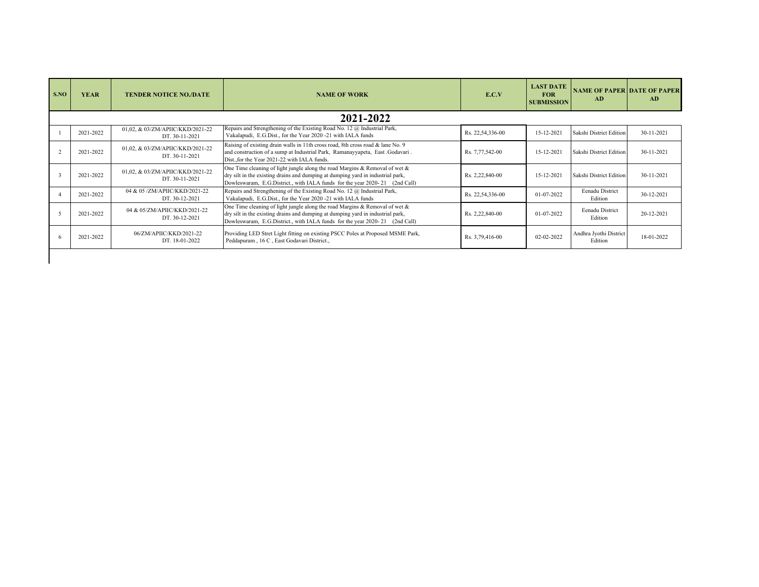| S.NO | YEAR | TENDER NOTICE NO./DATE | NAME OF WORK | E.C.V | LAST DATE FOR SUBMISSION | NAME OF PAPER AD | DATE OF PAPER AD |
|---|---|---|---|---|---|---|---|
| **2021-2022** | | | | | | | |
| 1 | 2021-2022 | 01,02, & 03/ZM/APIIC/KKD/2021-22 DT. 30-11-2021 | Repairs and Strengthening of the Existing Road No. 12 @ Industrial Park, Vakalapudi, E.G.Dist., for the Year 2020 -21 with IALA funds | Rs. 22,54,336-00 | 15-12-2021 | Sakshi District Edition | 30-11-2021 |
| 2 | 2021-2022 | 01,02, & 03/ZM/APIIC/KKD/2021-22 DT. 30-11-2021 | Raising of existing drain walls in 11th cross road, 8th cross road & lane No. 9 and construction of a sump at Industrial Park, Ramanayyapeta, East .Godavari . Dist.,for the Year 2021-22 with IALA funds. | Rs. 7,77,542-00 | 15-12-2021 | Sakshi District Edition | 30-11-2021 |
| 3 | 2021-2022 | 01,02, & 03/ZM/APIIC/KKD/2021-22 DT. 30-11-2021 | One Time cleaning of light jungle along the road Margins & Removal of wet & dry silt in the existing drains and dumping at dumping yard in industrial park, Dowleswaram, E.G.District., with IALA funds for the year 2020- 21 (2nd Call) | Rs. 2,22,840-00 | 15-12-2021 | Sakshi District Edition | 30-11-2021 |
| 4 | 2021-2022 | 04 & 05 /ZM/APIIC/KKD/2021-22 DT. 30-12-2021 | Repairs and Strengthening of the Existing Road No. 12 @ Industrial Park, Vakalapudi, E.G.Dist., for the Year 2020 -21 with IALA funds | Rs. 22,54,336-00 | 01-07-2022 | Eenadu District Edition | 30-12-2021 |
| 5 | 2021-2022 | 04 & 05/ZM/APIIC/KKD/2021-22 DT. 30-12-2021 | One Time cleaning of light jungle along the road Margins & Removal of wet & dry silt in the existing drains and dumping at dumping yard in industrial park, Dowleswaram, E.G.District., with IALA funds for the year 2020- 21 (2nd Call) | Rs. 2,22,840-00 | 01-07-2022 | Eenadu District Edition | 20-12-2021 |
| 6 | 2021-2022 | 06/ZM/APIIC/KKD/2021-22 DT. 18-01-2022 | Providing LED Stret Light fitting on existing PSCC Poles at Proposed MSME Park, Peddapuram , 16 C , East Godavari District., | Rs. 3,79,416-00 | 02-02-2022 | Andhra Jyothi District Edition | 18-01-2022 |